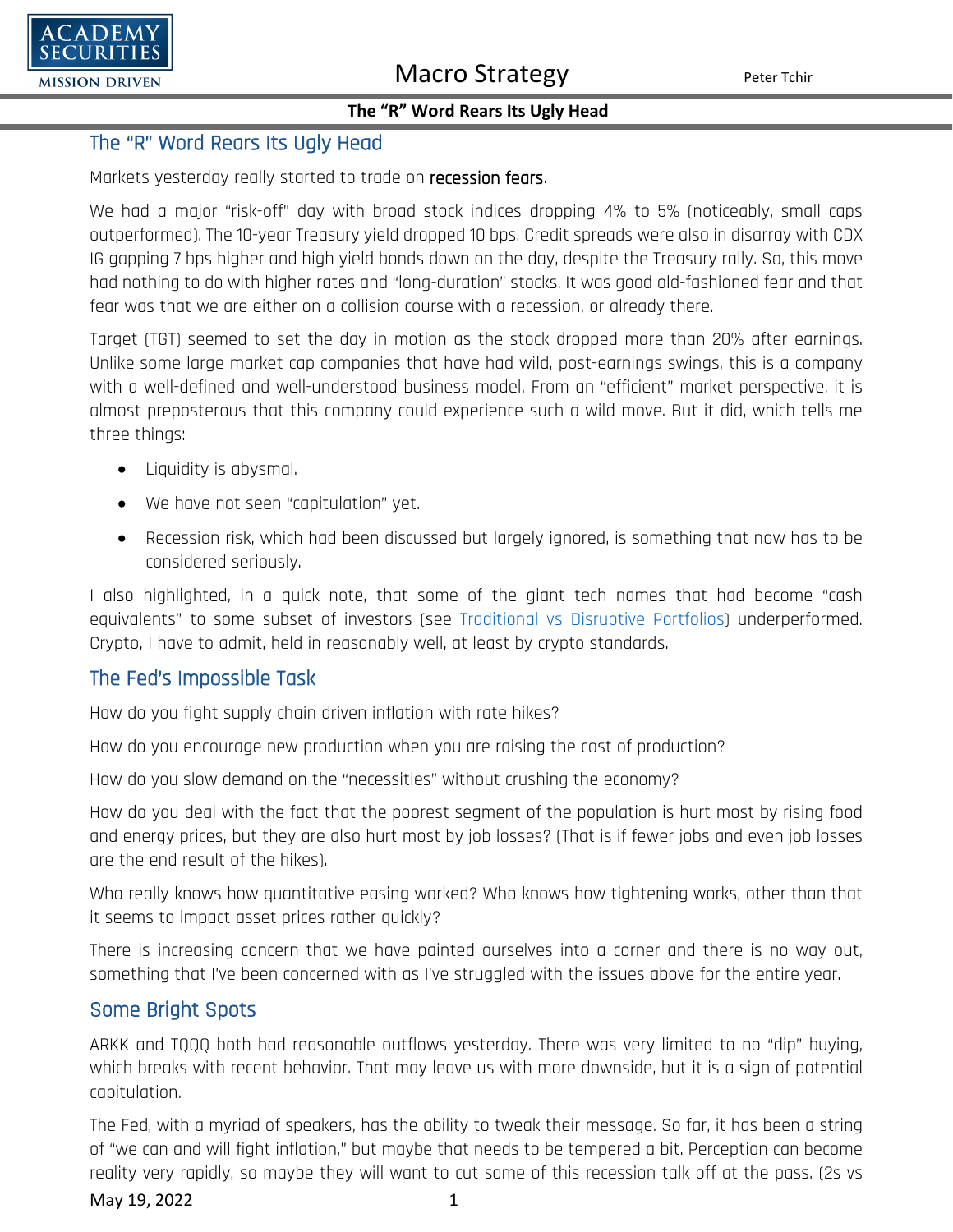# The "R" Word Rears Its Ugly Head

Markets yesterday really started to trade on recession fears.

We had a major "risk-off" day with broad stock indices dropping 4% to 5% (noticeably, small caps outperformed). The 10-year Treasury yield dropped 10 bps. Credit spreads were also in disarray with CDX IG gapping 7 bps higher and high yield bonds down on the day, despite the Treasury rally. So, this move had nothing to do with higher rates and "long-duration" stocks. It was good old-fashioned fear and that fear was that we are either on a collision course with a recession, or already there.

Target (TGT) seemed to set the day in motion as the stock dropped more than 20% after earnings. Unlike some large market cap companies that have had wild, post-earnings swings, this is a company with a well-defined and well-understood business model. From an "efficient" market perspective, it is almost preposterous that this company could experience such a wild move. But it did, which tells me three things:

- Liquidity is abysmal.
- We have not seen "capitulation" yet.
- Recession risk, which had been discussed but largely ignored, is something that now has to be considered seriously.

I also highlighted, in a quick note, that some of the giant tech names that had become "cash equivalents" to some subset of investors (see Traditional vs Disruptive Portfolios) underperformed. Crypto, I have to admit, held in reasonably well, at least by crypto standards.

## The Fed's Impossible Task

How do you fight supply chain driven inflation with rate hikes?

How do you encourage new production when you are raising the cost of production?

How do you slow demand on the "necessities" without crushing the economy?

How do you deal with the fact that the poorest segment of the population is hurt most by rising food and energy prices, but they are also hurt most by job losses? (That is if fewer jobs and even job losses are the end result of the hikes).

Who really knows how quantitative easing worked? Who knows how tightening works, other than that it seems to impact asset prices rather quickly?

There is increasing concern that we have painted ourselves into a corner and there is no way out, something that I've been concerned with as I've struggled with the issues above for the entire year.

## Some Bright Spots

ARKK and TQQQ both had reasonable outflows yesterday. There was very limited to no "dip" buying, which breaks with recent behavior. That may leave us with more downside, but it is a sign of potential capitulation.

The Fed, with a myriad of speakers, has the ability to tweak their message. So far, it has been a string of "we can and will fight inflation," but maybe that needs to be tempered a bit. Perception can become reality very rapidly, so maybe they will want to cut some of this recession talk off at the pass. (2s vs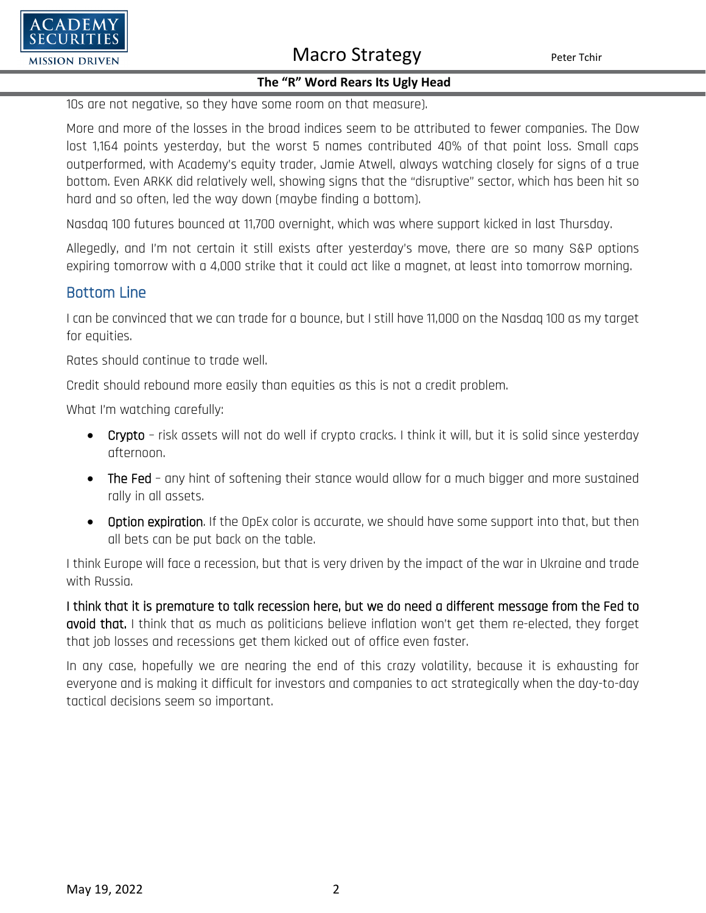10s are not negative, so they have some room on that measure).

More and more of the losses in the broad indices seem to be attributed to fewer companies. The Dow lost 1,164 points yesterday, but the worst 5 names contributed 40% of that point loss. Small caps outperformed, with Academy's equity trader, Jamie Atwell, always watching closely for signs of a true bottom. Even ARKK did relatively well, showing signs that the "disruptive" sector, which has been hit so hard and so often, led the way down (maybe finding a bottom).

Nasdaq 100 futures bounced at 11,700 overnight, which was where support kicked in last Thursday.

Allegedly, and I'm not certain it still exists after yesterday's move, there are so many S&P options expiring tomorrow with a 4,000 strike that it could act like a magnet, at least into tomorrow morning.

## Bottom Line

I can be convinced that we can trade for a bounce, but I still have 11,000 on the Nasdaq 100 as my target for equities.

Rates should continue to trade well.

Credit should rebound more easily than equities as this is not a credit problem.

What I'm watching carefully:

- **Crypto** – risk assets will not do well if crypto cracks. I think it will, but it is solid since yesterday afternoon.
- **The Fed** – any hint of softening their stance would allow for a much bigger and more sustained rally in all assets.
- **Option expiration**. If the OpEx color is accurate, we should have some support into that, but then all bets can be put back on the table.

I think Europe will face a recession, but that is very driven by the impact of the war in Ukraine and trade with Russia.

**I think that it is premature to talk recession here, but we do need a different message from the Fed to avoid that.** I think that as much as politicians believe inflation won't get them re-elected, they forget that job losses and recessions get them kicked out of office even faster.

In any case, hopefully we are nearing the end of this crazy volatility, because it is exhausting for everyone and is making it difficult for investors and companies to act strategically when the day-to-day tactical decisions seem so important.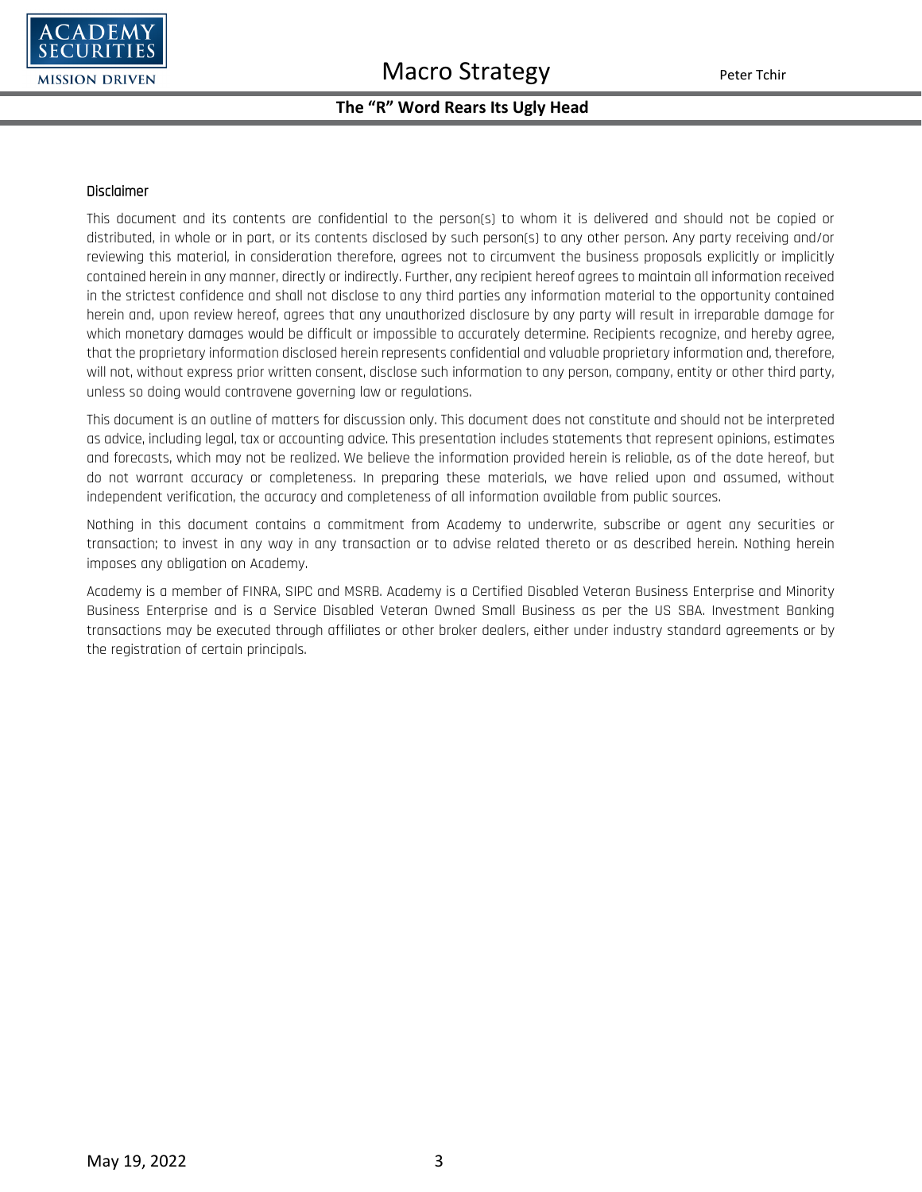## Disclaimer

This document and its contents are confidential to the person(s) to whom it is delivered and should not be copied or distributed, in whole or in part, or its contents disclosed by such person(s) to any other person. Any party receiving and/or reviewing this material, in consideration therefore, agrees not to circumvent the business proposals explicitly or implicitly contained herein in any manner, directly or indirectly. Further, any recipient hereof agrees to maintain all information received in the strictest confidence and shall not disclose to any third parties any information material to the opportunity contained herein and, upon review hereof, agrees that any unauthorized disclosure by any party will result in irreparable damage for which monetary damages would be difficult or impossible to accurately determine. Recipients recognize, and hereby agree, that the proprietary information disclosed herein represents confidential and valuable proprietary information and, therefore, will not, without express prior written consent, disclose such information to any person, company, entity or other third party, unless so doing would contravene governing law or regulations.

This document is an outline of matters for discussion only. This document does not constitute and should not be interpreted as advice, including legal, tax or accounting advice. This presentation includes statements that represent opinions, estimates and forecasts, which may not be realized. We believe the information provided herein is reliable, as of the date hereof, but do not warrant accuracy or completeness. In preparing these materials, we have relied upon and assumed, without independent verification, the accuracy and completeness of all information available from public sources.

Nothing in this document contains a commitment from Academy to underwrite, subscribe or agent any securities or transaction; to invest in any way in any transaction or to advise related thereto or as described herein. Nothing herein imposes any obligation on Academy.

Academy is a member of FINRA, SIPC and MSRB. Academy is a Certified Disabled Veteran Business Enterprise and Minority Business Enterprise and is a Service Disabled Veteran Owned Small Business as per the US SBA. Investment Banking transactions may be executed through affiliates or other broker dealers, either under industry standard agreements or by the registration of certain principals.